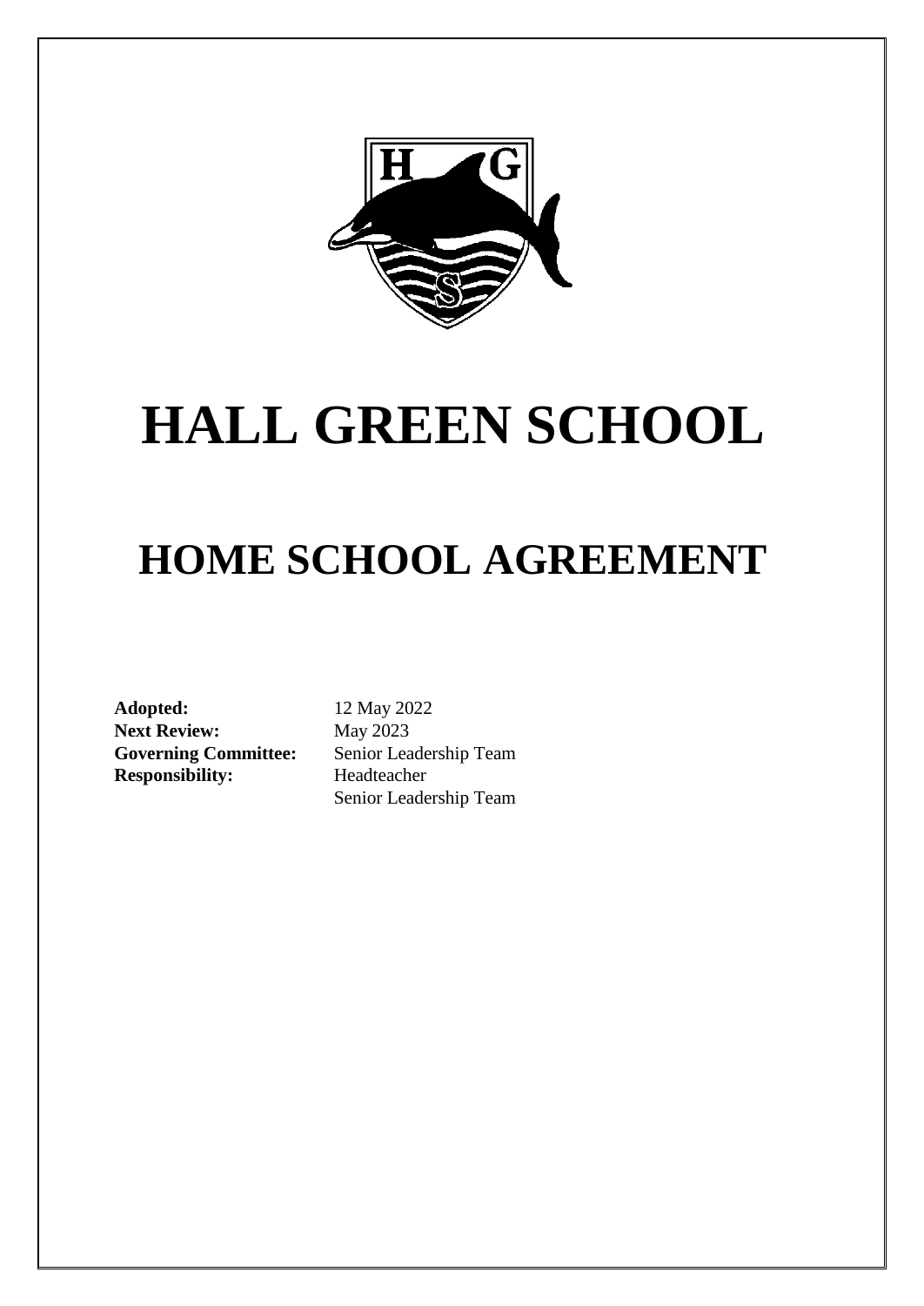# HALL GREEN SCHOOL

## HOME SCHOOL AGREEMENT

**Adopted:** 12 May 2022
**Next Review:** May 2023
**Governing Committee:** Senior Leadership Team
**Responsibility:** Headteacher
Senior Leadership Team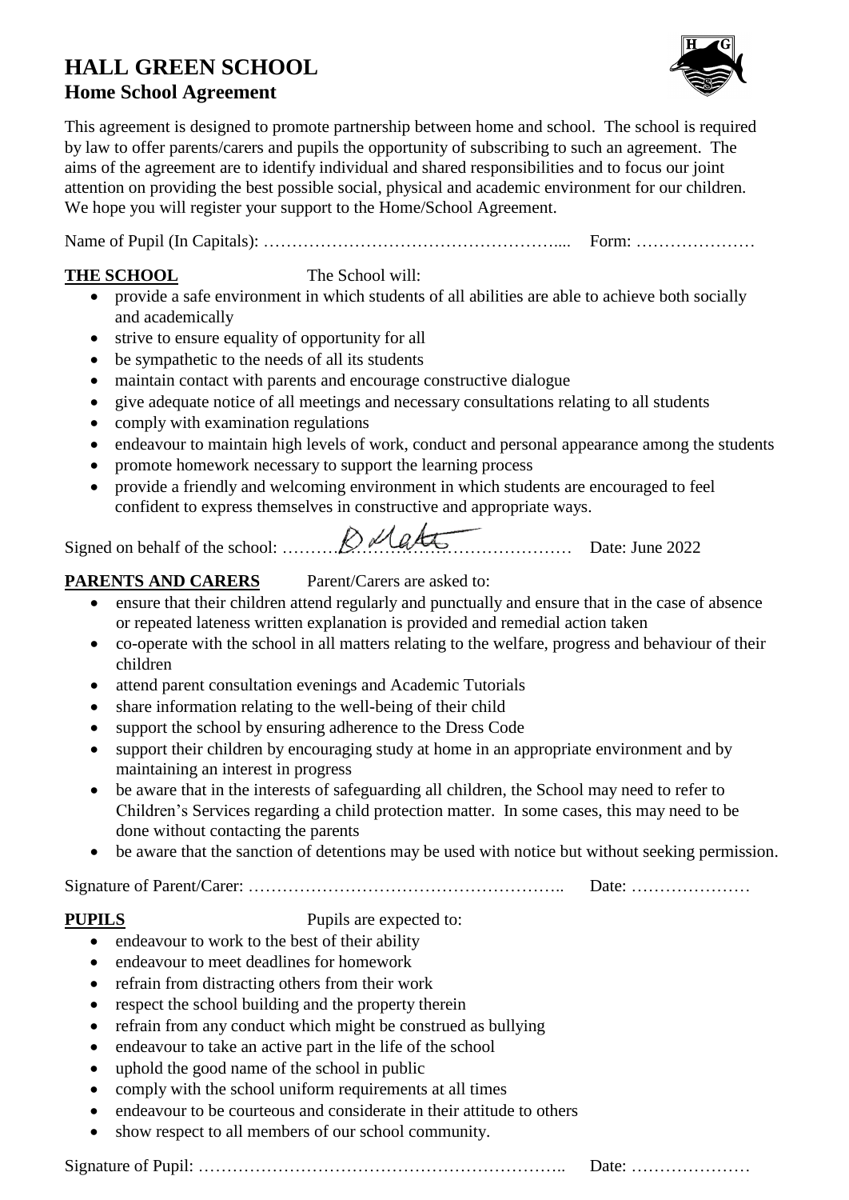# HALL GREEN SCHOOL

## Home School Agreement

This agreement is designed to promote partnership between home and school. The school is required by law to offer parents/carers and pupils the opportunity of subscribing to such an agreement. The aims of the agreement are to identify individual and shared responsibilities and to focus our joint attention on providing the best possible social, physical and academic environment for our children. We hope you will register your support to the Home/School Agreement.

Name of Pupil (In Capitals): ……………………………………………..... Form: …………………

**THE SCHOOL** The School will:

- provide a safe environment in which students of all abilities are able to achieve both socially and academically
- strive to ensure equality of opportunity for all
- be sympathetic to the needs of all its students
- maintain contact with parents and encourage constructive dialogue
- give adequate notice of all meetings and necessary consultations relating to all students
- comply with examination regulations
- endeavour to maintain high levels of work, conduct and personal appearance among the students
- promote homework necessary to support the learning process
- provide a friendly and welcoming environment in which students are encouraged to feel confident to express themselves in constructive and appropriate ways.

Signed on behalf of the school: ……………………………………………… Date: June 2022

**PARENTS AND CARERS** Parent/Carers are asked to:

- ensure that their children attend regularly and punctually and ensure that in the case of absence or repeated lateness written explanation is provided and remedial action taken
- co-operate with the school in all matters relating to the welfare, progress and behaviour of their children
- attend parent consultation evenings and Academic Tutorials
- share information relating to the well-being of their child
- support the school by ensuring adherence to the Dress Code
- support their children by encouraging study at home in an appropriate environment and by maintaining an interest in progress
- be aware that in the interests of safeguarding all children, the School may need to refer to Children's Services regarding a child protection matter. In some cases, this may need to be done without contacting the parents
- be aware that the sanction of detentions may be used with notice but without seeking permission.

Signature of Parent/Carer: ……………………………………………….. Date: …………………

**PUPILS** Pupils are expected to:

- endeavour to work to the best of their ability
- endeavour to meet deadlines for homework
- refrain from distracting others from their work
- respect the school building and the property therein
- refrain from any conduct which might be construed as bullying
- endeavour to take an active part in the life of the school
- uphold the good name of the school in public
- comply with the school uniform requirements at all times
- endeavour to be courteous and considerate in their attitude to others
- show respect to all members of our school community.

Signature of Pupil: ……………………………………………………….. Date: …………………